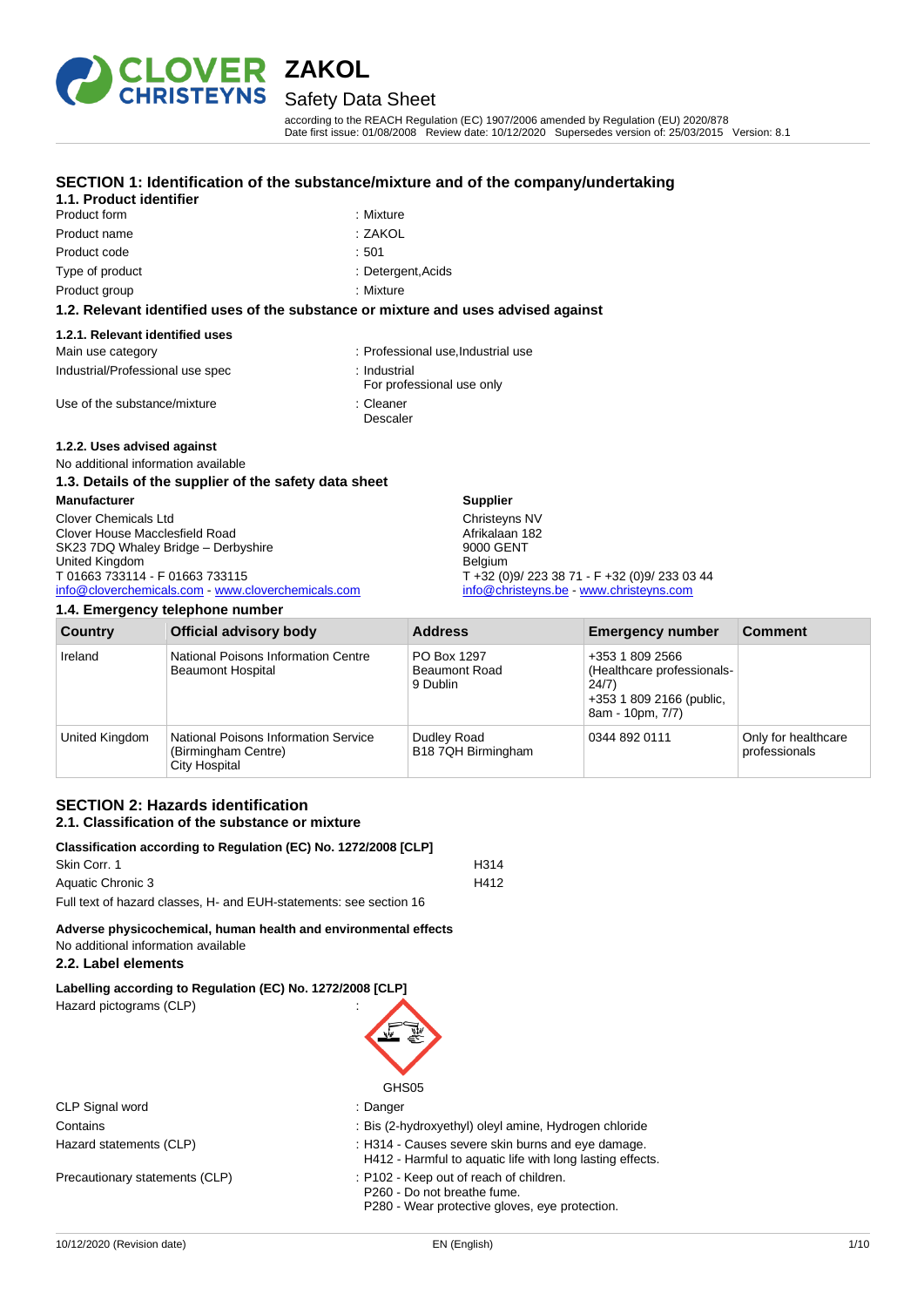# ZAKOL

## Safety Data Sheet

according to the REACH Regulation (EC) 1907/2006 amended by Regulation (EU) 2020/878
Date first issue: 01/08/2008 Review date: 10/12/2020 Supersedes version of: 25/03/2015 Version: 8.1

## SECTION 1: Identification of the substance/mixture and of the company/undertaking

### 1.1. Product identifier

| | |
|---|---|
| Product form | : Mixture |
| Product name | : ZAKOL |
| Product code | : 501 |
| Type of product | : Detergent,Acids |
| Product group | : Mixture |

### 1.2. Relevant identified uses of the substance or mixture and uses advised against

#### 1.2.1. Relevant identified uses

| | |
|---|---|
| Main use category | : Professional use,Industrial use |
| Industrial/Professional use spec | : Industrial<br>For professional use only |
| Use of the substance/mixture | : Cleaner<br>Descaler |

#### 1.2.2. Uses advised against

No additional information available

### 1.3. Details of the supplier of the safety data sheet

**Manufacturer**

Clover Chemicals Ltd
Clover House Macclesfield Road
SK23 7DQ Whaley Bridge – Derbyshire
United Kingdom
T 01663 733114 - F 01663 733115
info@cloverchemicals.com - www.cloverchemicals.com

**Supplier**

Christeyns NV
Afrikalaan 182
9000 GENT
Belgium
T +32 (0)9/ 223 38 71 - F +32 (0)9/ 233 03 44
info@christeyns.be - www.christeyns.com

### 1.4. Emergency telephone number

| Country | Official advisory body | Address | Emergency number | Comment |
|---|---|---|---|---|
| Ireland | National Poisons Information Centre<br>Beaumont Hospital | PO Box 1297<br>Beaumont Road<br>9 Dublin | +353 1 809 2566 (Healthcare professionals-24/7)<br>+353 1 809 2166 (public, 8am - 10pm, 7/7) | |
| United Kingdom | National Poisons Information Service (Birmingham Centre)<br>City Hospital | Dudley Road<br>B18 7QH Birmingham | 0344 892 0111 | Only for healthcare professionals |

## SECTION 2: Hazards identification

### 2.1. Classification of the substance or mixture

**Classification according to Regulation (EC) No. 1272/2008 [CLP]**

| | |
|---|---|
| Skin Corr. 1 | H314 |
| Aquatic Chronic 3 | H412 |

Full text of hazard classes, H- and EUH-statements: see section 16

**Adverse physicochemical, human health and environmental effects**

No additional information available

### 2.2. Label elements

**Labelling according to Regulation (EC) No. 1272/2008 [CLP]**

Hazard pictograms (CLP) :

GHS05

| | |
|---|---|
| CLP Signal word | : Danger |
| Contains | : Bis (2-hydroxyethyl) oleyl amine, Hydrogen chloride |
| Hazard statements (CLP) | : H314 - Causes severe skin burns and eye damage.<br>H412 - Harmful to aquatic life with long lasting effects. |
| Precautionary statements (CLP) | : P102 - Keep out of reach of children.<br>P260 - Do not breathe fume.<br>P280 - Wear protective gloves, eye protection. |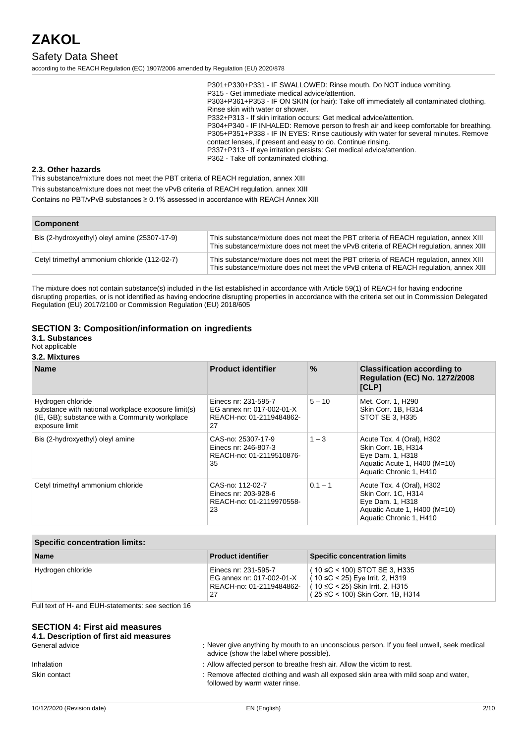P301+P330+P331 - IF SWALLOWED: Rinse mouth. Do NOT induce vomiting.
P315 - Get immediate medical advice/attention.
P303+P361+P353 - IF ON SKIN (or hair): Take off immediately all contaminated clothing. Rinse skin with water or shower.
P332+P313 - If skin irritation occurs: Get medical advice/attention.
P304+P340 - IF INHALED: Remove person to fresh air and keep comfortable for breathing.
P305+P351+P338 - IF IN EYES: Rinse cautiously with water for several minutes. Remove contact lenses, if present and easy to do. Continue rinsing.
P337+P313 - If eye irritation persists: Get medical advice/attention.
P362 - Take off contaminated clothing.

### 2.3. Other hazards

This substance/mixture does not meet the PBT criteria of REACH regulation, annex XIII

This substance/mixture does not meet the vPvB criteria of REACH regulation, annex XIII

Contains no PBT/vPvB substances ≥ 0.1% assessed in accordance with REACH Annex XIII

| Component | |
|---|---|
| Bis (2-hydroxyethyl) oleyl amine (25307-17-9) | This substance/mixture does not meet the PBT criteria of REACH regulation, annex XIII<br>This substance/mixture does not meet the vPvB criteria of REACH regulation, annex XIII |
| Cetyl trimethyl ammonium chloride (112-02-7) | This substance/mixture does not meet the PBT criteria of REACH regulation, annex XIII<br>This substance/mixture does not meet the vPvB criteria of REACH regulation, annex XIII |

The mixture does not contain substance(s) included in the list established in accordance with Article 59(1) of REACH for having endocrine disrupting properties, or is not identified as having endocrine disrupting properties in accordance with the criteria set out in Commission Delegated Regulation (EU) 2017/2100 or Commission Regulation (EU) 2018/605

## SECTION 3: Composition/information on ingredients

### 3.1. Substances

Not applicable

### 3.2. Mixtures

| Name | Product identifier | % | Classification according to Regulation (EC) No. 1272/2008 [CLP] |
|---|---|---|---|
| Hydrogen chloride<br>substance with national workplace exposure limit(s) (IE, GB); substance with a Community workplace exposure limit | Einecs nr: 231-595-7<br>EG annex nr: 017-002-01-X<br>REACH-no: 01-2119484862-27 | 5 – 10 | Met. Corr. 1, H290<br>Skin Corr. 1B, H314<br>STOT SE 3, H335 |
| Bis (2-hydroxyethyl) oleyl amine | CAS-no: 25307-17-9<br>Einecs nr: 246-807-3<br>REACH-no: 01-2119510876-35 | 1 – 3 | Acute Tox. 4 (Oral), H302<br>Skin Corr. 1B, H314<br>Eye Dam. 1, H318<br>Aquatic Acute 1, H400 (M=10)<br>Aquatic Chronic 1, H410 |
| Cetyl trimethyl ammonium chloride | CAS-no: 112-02-7<br>Einecs nr: 203-928-6<br>REACH-no: 01-2119970558-23 | 0.1 – 1 | Acute Tox. 4 (Oral), H302<br>Skin Corr. 1C, H314<br>Eye Dam. 1, H318<br>Aquatic Acute 1, H400 (M=10)<br>Aquatic Chronic 1, H410 |

| Specific concentration limits: | | |
|---|---|---|
| **Name** | **Product identifier** | **Specific concentration limits** |
| Hydrogen chloride | Einecs nr: 231-595-7<br>EG annex nr: 017-002-01-X<br>REACH-no: 01-2119484862-27 | ( 10 ≤C < 100) STOT SE 3, H335<br>( 10 ≤C < 25) Eye Irrit. 2, H319<br>( 10 ≤C < 25) Skin Irrit. 2, H315<br>( 25 ≤C < 100) Skin Corr. 1B, H314 |

Full text of H- and EUH-statements: see section 16

## SECTION 4: First aid measures

### 4.1. Description of first aid measures

General advice : Never give anything by mouth to an unconscious person. If you feel unwell, seek medical advice (show the label where possible).

Inhalation : Allow affected person to breathe fresh air. Allow the victim to rest.

Skin contact : Remove affected clothing and wash all exposed skin area with mild soap and water, followed by warm water rinse.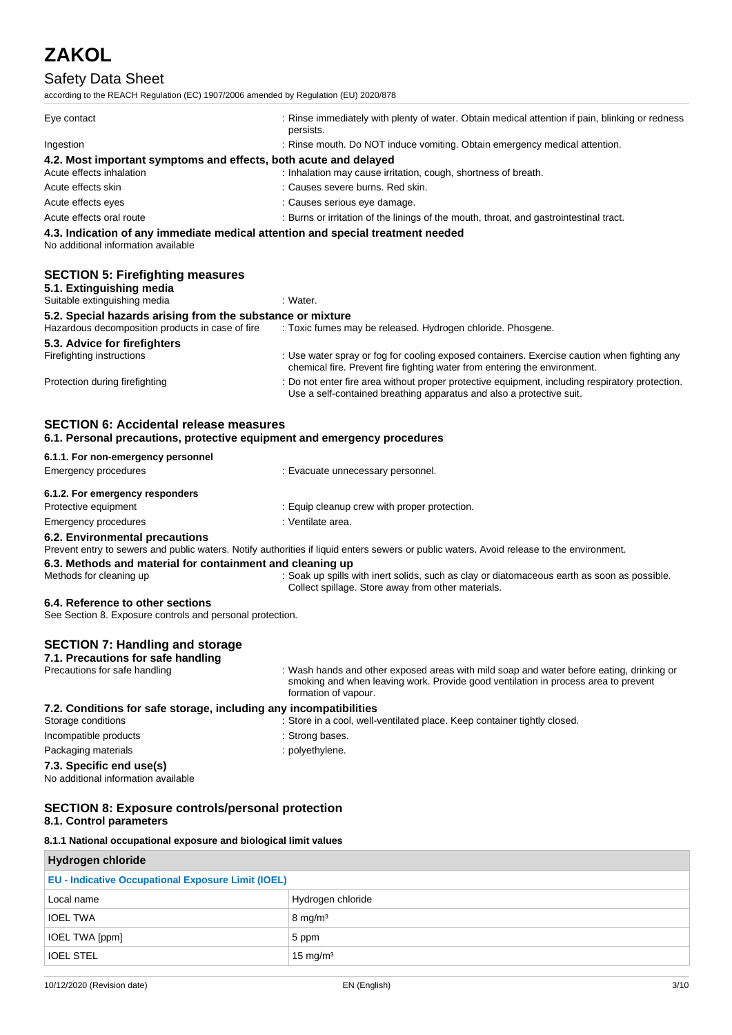Eye contact : Rinse immediately with plenty of water. Obtain medical attention if pain, blinking or redness persists.

Ingestion : Rinse mouth. Do NOT induce vomiting. Obtain emergency medical attention.

### 4.2. Most important symptoms and effects, both acute and delayed

Acute effects inhalation : Inhalation may cause irritation, cough, shortness of breath.

Acute effects skin : Causes severe burns. Red skin.

Acute effects eyes : Causes serious eye damage.

Acute effects oral route : Burns or irritation of the linings of the mouth, throat, and gastrointestinal tract.

### 4.3. Indication of any immediate medical attention and special treatment needed

No additional information available

## SECTION 5: Firefighting measures

### 5.1. Extinguishing media

Suitable extinguishing media : Water.

### 5.2. Special hazards arising from the substance or mixture

Hazardous decomposition products in case of fire : Toxic fumes may be released. Hydrogen chloride. Phosgene.

### 5.3. Advice for firefighters

Firefighting instructions : Use water spray or fog for cooling exposed containers. Exercise caution when fighting any chemical fire. Prevent fire fighting water from entering the environment.

Protection during firefighting : Do not enter fire area without proper protective equipment, including respiratory protection. Use a self-contained breathing apparatus and also a protective suit.

## SECTION 6: Accidental release measures

### 6.1. Personal precautions, protective equipment and emergency procedures

#### 6.1.1. For non-emergency personnel

Emergency procedures : Evacuate unnecessary personnel.

#### 6.1.2. For emergency responders

Protective equipment : Equip cleanup crew with proper protection.

Emergency procedures : Ventilate area.

### 6.2. Environmental precautions

Prevent entry to sewers and public waters. Notify authorities if liquid enters sewers or public waters. Avoid release to the environment.

### 6.3. Methods and material for containment and cleaning up

Methods for cleaning up : Soak up spills with inert solids, such as clay or diatomaceous earth as soon as possible. Collect spillage. Store away from other materials.

### 6.4. Reference to other sections

See Section 8. Exposure controls and personal protection.

## SECTION 7: Handling and storage

### 7.1. Precautions for safe handling

Precautions for safe handling : Wash hands and other exposed areas with mild soap and water before eating, drinking or smoking and when leaving work. Provide good ventilation in process area to prevent formation of vapour.

### 7.2. Conditions for safe storage, including any incompatibilities

Storage conditions : Store in a cool, well-ventilated place. Keep container tightly closed.

Incompatible products : Strong bases.

Packaging materials : polyethylene.

### 7.3. Specific end use(s)

No additional information available

## SECTION 8: Exposure controls/personal protection

### 8.1. Control parameters

#### 8.1.1 National occupational exposure and biological limit values

| Hydrogen chloride | |
|---|---|
| **EU - Indicative Occupational Exposure Limit (IOEL)** | |
| Local name | Hydrogen chloride |
| IOEL TWA | 8 mg/m³ |
| IOEL TWA [ppm] | 5 ppm |
| IOEL STEL | 15 mg/m³ |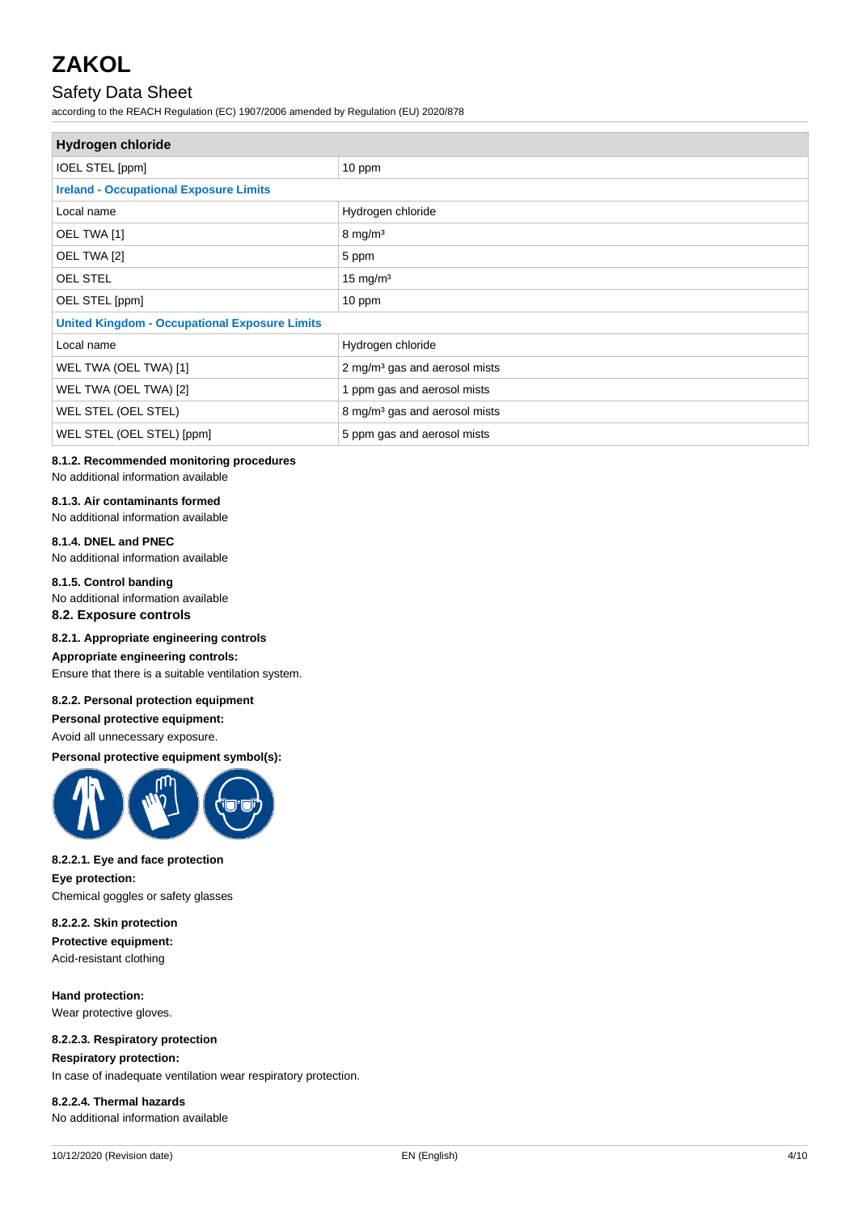# ZAKOL

## Safety Data Sheet

according to the REACH Regulation (EC) 1907/2006 amended by Regulation (EU) 2020/878

| Hydrogen chloride | |
|---|---|
| IOEL STEL [ppm] | 10 ppm |
| **Ireland - Occupational Exposure Limits** | |
| Local name | Hydrogen chloride |
| OEL TWA [1] | 8 mg/m³ |
| OEL TWA [2] | 5 ppm |
| OEL STEL | 15 mg/m³ |
| OEL STEL [ppm] | 10 ppm |
| **United Kingdom - Occupational Exposure Limits** | |
| Local name | Hydrogen chloride |
| WEL TWA (OEL TWA) [1] | 2 mg/m³ gas and aerosol mists |
| WEL TWA (OEL TWA) [2] | 1 ppm gas and aerosol mists |
| WEL STEL (OEL STEL) | 8 mg/m³ gas and aerosol mists |
| WEL STEL (OEL STEL) [ppm] | 5 ppm gas and aerosol mists |

#### 8.1.2. Recommended monitoring procedures

No additional information available

#### 8.1.3. Air contaminants formed

No additional information available

#### 8.1.4. DNEL and PNEC

No additional information available

#### 8.1.5. Control banding

No additional information available

### 8.2. Exposure controls

#### 8.2.1. Appropriate engineering controls

**Appropriate engineering controls:**

Ensure that there is a suitable ventilation system.

#### 8.2.2. Personal protection equipment

**Personal protective equipment:**

Avoid all unnecessary exposure.

**Personal protective equipment symbol(s):**

##### 8.2.2.1. Eye and face protection

**Eye protection:**

Chemical goggles or safety glasses

##### 8.2.2.2. Skin protection

**Protective equipment:**

Acid-resistant clothing

**Hand protection:**

Wear protective gloves.

##### 8.2.2.3. Respiratory protection

**Respiratory protection:**

In case of inadequate ventilation wear respiratory protection.

##### 8.2.2.4. Thermal hazards

No additional information available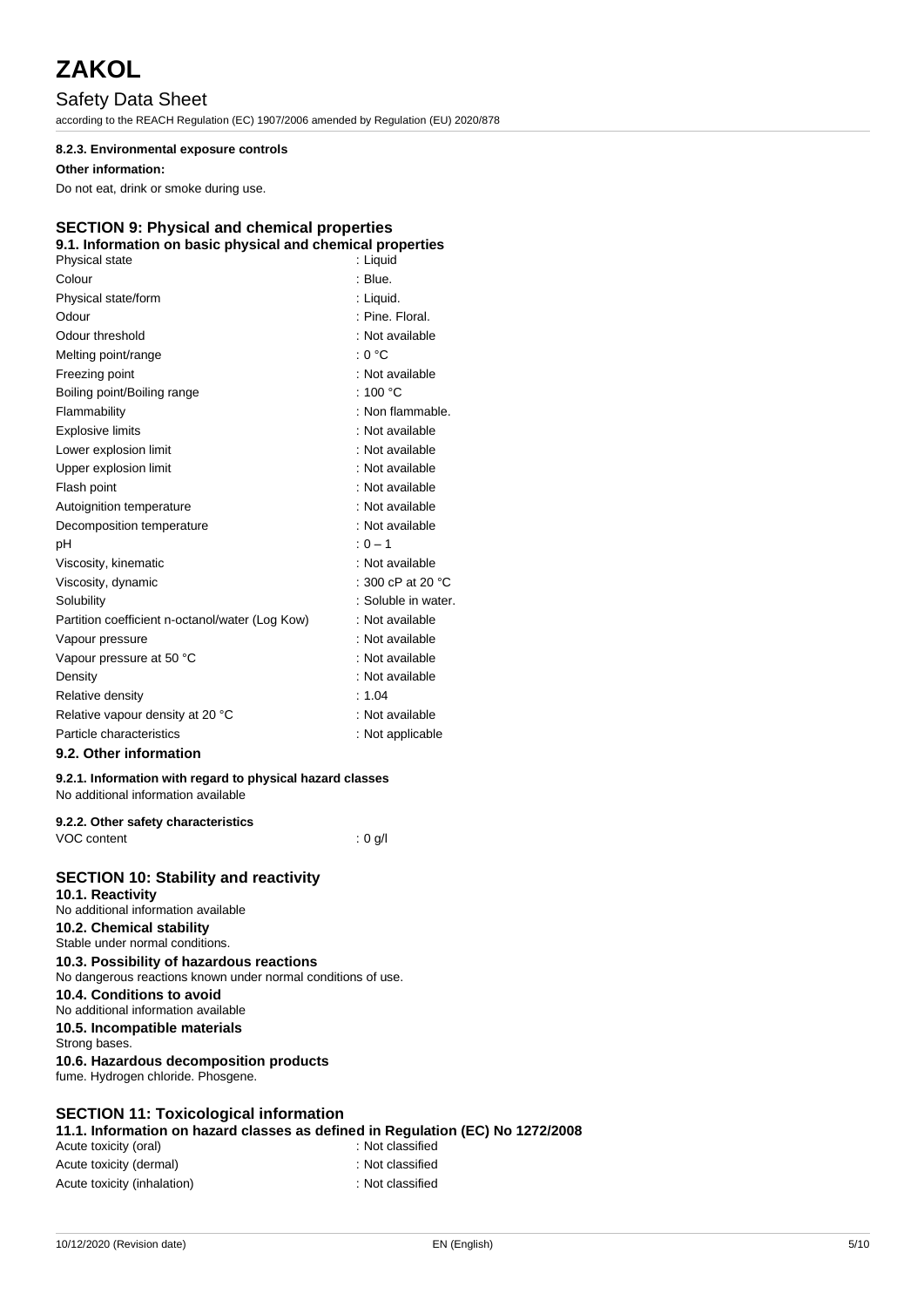#### 8.2.3. Environmental exposure controls

**Other information:**

Do not eat, drink or smoke during use.

## SECTION 9: Physical and chemical properties

### 9.1. Information on basic physical and chemical properties

| | |
|---|---|
| Physical state | : Liquid |
| Colour | : Blue. |
| Physical state/form | : Liquid. |
| Odour | : Pine. Floral. |
| Odour threshold | : Not available |
| Melting point/range | : 0 °C |
| Freezing point | : Not available |
| Boiling point/Boiling range | : 100 °C |
| Flammability | : Non flammable. |
| Explosive limits | : Not available |
| Lower explosion limit | : Not available |
| Upper explosion limit | : Not available |
| Flash point | : Not available |
| Autoignition temperature | : Not available |
| Decomposition temperature | : Not available |
| pH | : 0 – 1 |
| Viscosity, kinematic | : Not available |
| Viscosity, dynamic | : 300 cP at 20 °C |
| Solubility | : Soluble in water. |
| Partition coefficient n-octanol/water (Log Kow) | : Not available |
| Vapour pressure | : Not available |
| Vapour pressure at 50 °C | : Not available |
| Density | : Not available |
| Relative density | : 1.04 |
| Relative vapour density at 20 °C | : Not available |
| Particle characteristics | : Not applicable |

### 9.2. Other information

#### 9.2.1. Information with regard to physical hazard classes

No additional information available

#### 9.2.2. Other safety characteristics

| | |
|---|---|
| VOC content | : 0 g/l |

## SECTION 10: Stability and reactivity

### 10.1. Reactivity

No additional information available

### 10.2. Chemical stability

Stable under normal conditions.

### 10.3. Possibility of hazardous reactions

No dangerous reactions known under normal conditions of use.

### 10.4. Conditions to avoid

No additional information available

### 10.5. Incompatible materials

Strong bases.

### 10.6. Hazardous decomposition products

fume. Hydrogen chloride. Phosgene.

## SECTION 11: Toxicological information

### 11.1. Information on hazard classes as defined in Regulation (EC) No 1272/2008

| | |
|---|---|
| Acute toxicity (oral) | : Not classified |
| Acute toxicity (dermal) | : Not classified |
| Acute toxicity (inhalation) | : Not classified |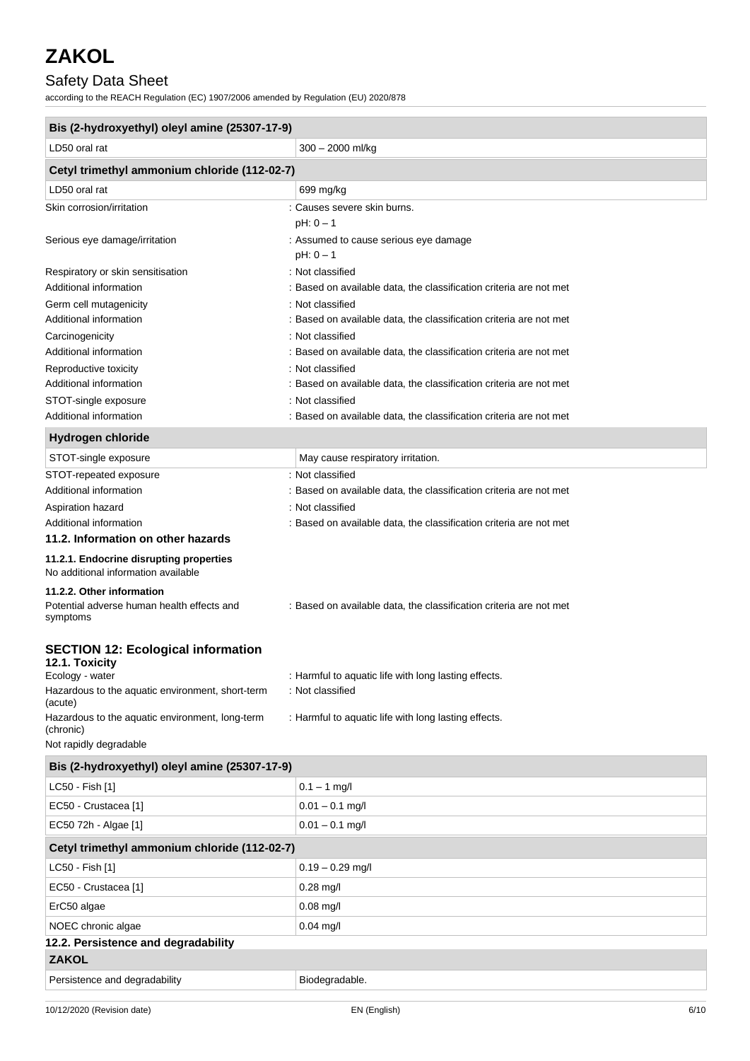| Bis (2-hydroxyethyl) oleyl amine (25307-17-9) | |
|---|---|
| LD50 oral rat | 300 – 2000 ml/kg |

| Cetyl trimethyl ammonium chloride (112-02-7) | |
|---|---|
| LD50 oral rat | 699 mg/kg |

Skin corrosion/irritation : Causes severe skin burns.
pH: 0 – 1

Serious eye damage/irritation : Assumed to cause serious eye damage
pH: 0 – 1

Respiratory or skin sensitisation : Not classified

Additional information : Based on available data, the classification criteria are not met

Germ cell mutagenicity : Not classified

Additional information : Based on available data, the classification criteria are not met

Carcinogenicity : Not classified

Additional information : Based on available data, the classification criteria are not met

Reproductive toxicity : Not classified

Additional information : Based on available data, the classification criteria are not met

STOT-single exposure : Not classified

Additional information : Based on available data, the classification criteria are not met

| Hydrogen chloride | |
|---|---|
| STOT-single exposure | May cause respiratory irritation. |

STOT-repeated exposure : Not classified

Additional information : Based on available data, the classification criteria are not met

Aspiration hazard : Not classified

Additional information : Based on available data, the classification criteria are not met

### 11.2. Information on other hazards

#### 11.2.1. Endocrine disrupting properties

No additional information available

#### 11.2.2. Other information

Potential adverse human health effects and symptoms : Based on available data, the classification criteria are not met

## SECTION 12: Ecological information

### 12.1. Toxicity

Ecology - water : Harmful to aquatic life with long lasting effects.

Hazardous to the aquatic environment, short-term (acute) : Not classified

Hazardous to the aquatic environment, long-term (chronic) : Harmful to aquatic life with long lasting effects.

Not rapidly degradable

| Bis (2-hydroxyethyl) oleyl amine (25307-17-9) | |
|---|---|
| LC50 - Fish [1] | 0.1 – 1 mg/l |
| EC50 - Crustacea [1] | 0.01 – 0.1 mg/l |
| EC50 72h - Algae [1] | 0.01 – 0.1 mg/l |

| Cetyl trimethyl ammonium chloride (112-02-7) | |
|---|---|
| LC50 - Fish [1] | 0.19 – 0.29 mg/l |
| EC50 - Crustacea [1] | 0.28 mg/l |
| ErC50 algae | 0.08 mg/l |
| NOEC chronic algae | 0.04 mg/l |

### 12.2. Persistence and degradability

| ZAKOL | |
|---|---|
| Persistence and degradability | Biodegradable. |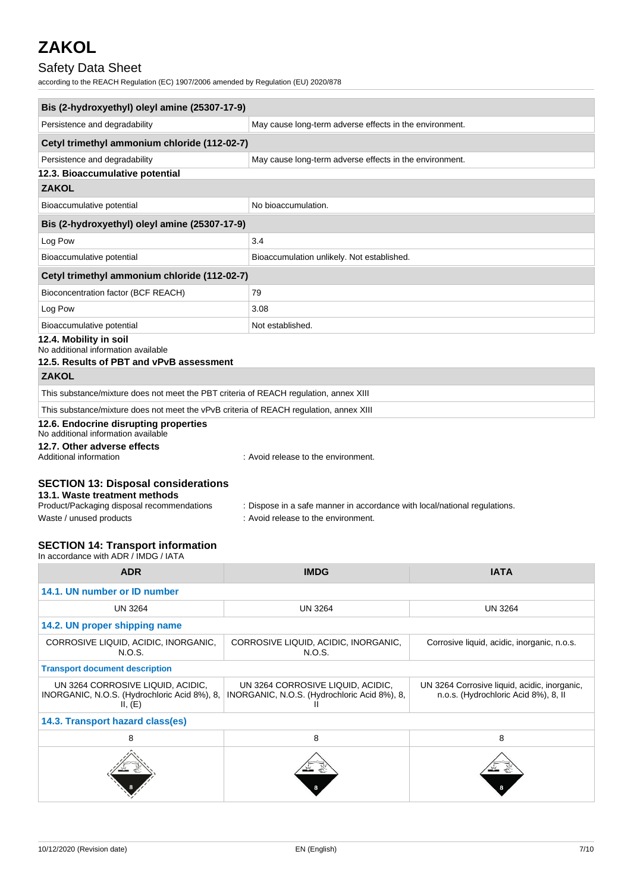| Bis (2-hydroxyethyl) oleyl amine (25307-17-9) | |
|---|---|
| Persistence and degradability | May cause long-term adverse effects in the environment. |

| Cetyl trimethyl ammonium chloride (112-02-7) | |
|---|---|
| Persistence and degradability | May cause long-term adverse effects in the environment. |

### 12.3. Bioaccumulative potential

| ZAKOL | |
|---|---|
| Bioaccumulative potential | No bioaccumulation. |
| **Bis (2-hydroxyethyl) oleyl amine (25307-17-9)** | |
| Log Pow | 3.4 |
| Bioaccumulative potential | Bioaccumulation unlikely. Not established. |
| **Cetyl trimethyl ammonium chloride (112-02-7)** | |
| Bioconcentration factor (BCF REACH) | 79 |
| Log Pow | 3.08 |
| Bioaccumulative potential | Not established. |

### 12.4. Mobility in soil

No additional information available

### 12.5. Results of PBT and vPvB assessment

| ZAKOL |
|---|
| This substance/mixture does not meet the PBT criteria of REACH regulation, annex XIII |
| This substance/mixture does not meet the vPvB criteria of REACH regulation, annex XIII |

### 12.6. Endocrine disrupting properties

No additional information available

### 12.7. Other adverse effects

Additional information : Avoid release to the environment.

## SECTION 13: Disposal considerations

### 13.1. Waste treatment methods

Product/Packaging disposal recommendations : Dispose in a safe manner in accordance with local/national regulations.

Waste / unused products : Avoid release to the environment.

## SECTION 14: Transport information

In accordance with ADR / IMDG / IATA

| ADR | IMDG | IATA |
|---|---|---|
| **14.1. UN number or ID number** | | |
| UN 3264 | UN 3264 | UN 3264 |
| **14.2. UN proper shipping name** | | |
| CORROSIVE LIQUID, ACIDIC, INORGANIC, N.O.S. | CORROSIVE LIQUID, ACIDIC, INORGANIC, N.O.S. | Corrosive liquid, acidic, inorganic, n.o.s. |
| **Transport document description** | | |
| UN 3264 CORROSIVE LIQUID, ACIDIC, INORGANIC, N.O.S. (Hydrochloric Acid 8%), 8, II, (E) | UN 3264 CORROSIVE LIQUID, ACIDIC, INORGANIC, N.O.S. (Hydrochloric Acid 8%), 8, II | UN 3264 Corrosive liquid, acidic, inorganic, n.o.s. (Hydrochloric Acid 8%), 8, II |
| **14.3. Transport hazard class(es)** | | |
| 8 | 8 | 8 |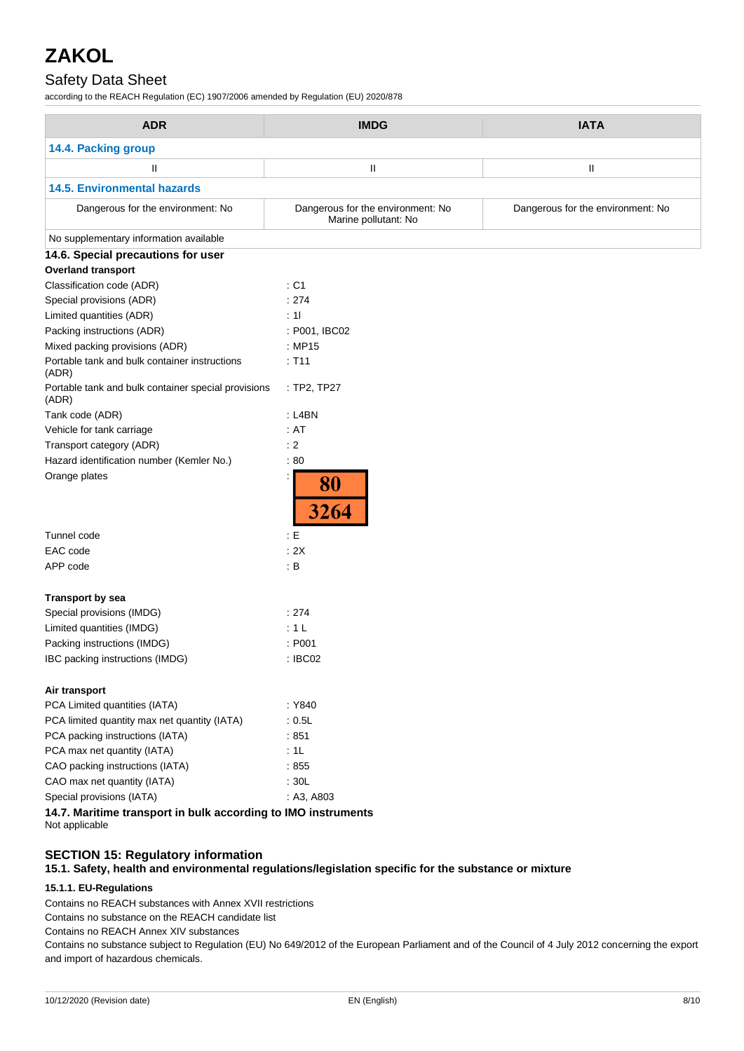| ADR | IMDG | IATA |
| --- | --- | --- |
| **14.4. Packing group** | | |
| II | II | II |
| **14.5. Environmental hazards** | | |
| Dangerous for the environment: No | Dangerous for the environment: No<br>Marine pollutant: No | Dangerous for the environment: No |
| No supplementary information available | | |

### 14.6. Special precautions for user

**Overland transport**

| | |
| --- | --- |
| Classification code (ADR) | : C1 |
| Special provisions (ADR) | : 274 |
| Limited quantities (ADR) | : 1l |
| Packing instructions (ADR) | : P001, IBC02 |
| Mixed packing provisions (ADR) | : MP15 |
| Portable tank and bulk container instructions (ADR) | : T11 |
| Portable tank and bulk container special provisions (ADR) | : TP2, TP27 |
| Tank code (ADR) | : L4BN |
| Vehicle for tank carriage | : AT |
| Transport category (ADR) | : 2 |
| Hazard identification number (Kemler No.) | : 80 |
| Orange plates | : 80 / 3264 |
| Tunnel code | : E |
| EAC code | : 2X |
| APP code | : B |

**Transport by sea**

| | |
| --- | --- |
| Special provisions (IMDG) | : 274 |
| Limited quantities (IMDG) | : 1 L |
| Packing instructions (IMDG) | : P001 |
| IBC packing instructions (IMDG) | : IBC02 |

**Air transport**

| | |
| --- | --- |
| PCA Limited quantities (IATA) | : Y840 |
| PCA limited quantity max net quantity (IATA) | : 0.5L |
| PCA packing instructions (IATA) | : 851 |
| PCA max net quantity (IATA) | : 1L |
| CAO packing instructions (IATA) | : 855 |
| CAO max net quantity (IATA) | : 30L |
| Special provisions (IATA) | : A3, A803 |

### 14.7. Maritime transport in bulk according to IMO instruments

Not applicable

## SECTION 15: Regulatory information

### 15.1. Safety, health and environmental regulations/legislation specific for the substance or mixture

#### 15.1.1. EU-Regulations

Contains no REACH substances with Annex XVII restrictions

Contains no substance on the REACH candidate list

Contains no REACH Annex XIV substances

Contains no substance subject to Regulation (EU) No 649/2012 of the European Parliament and of the Council of 4 July 2012 concerning the export and import of hazardous chemicals.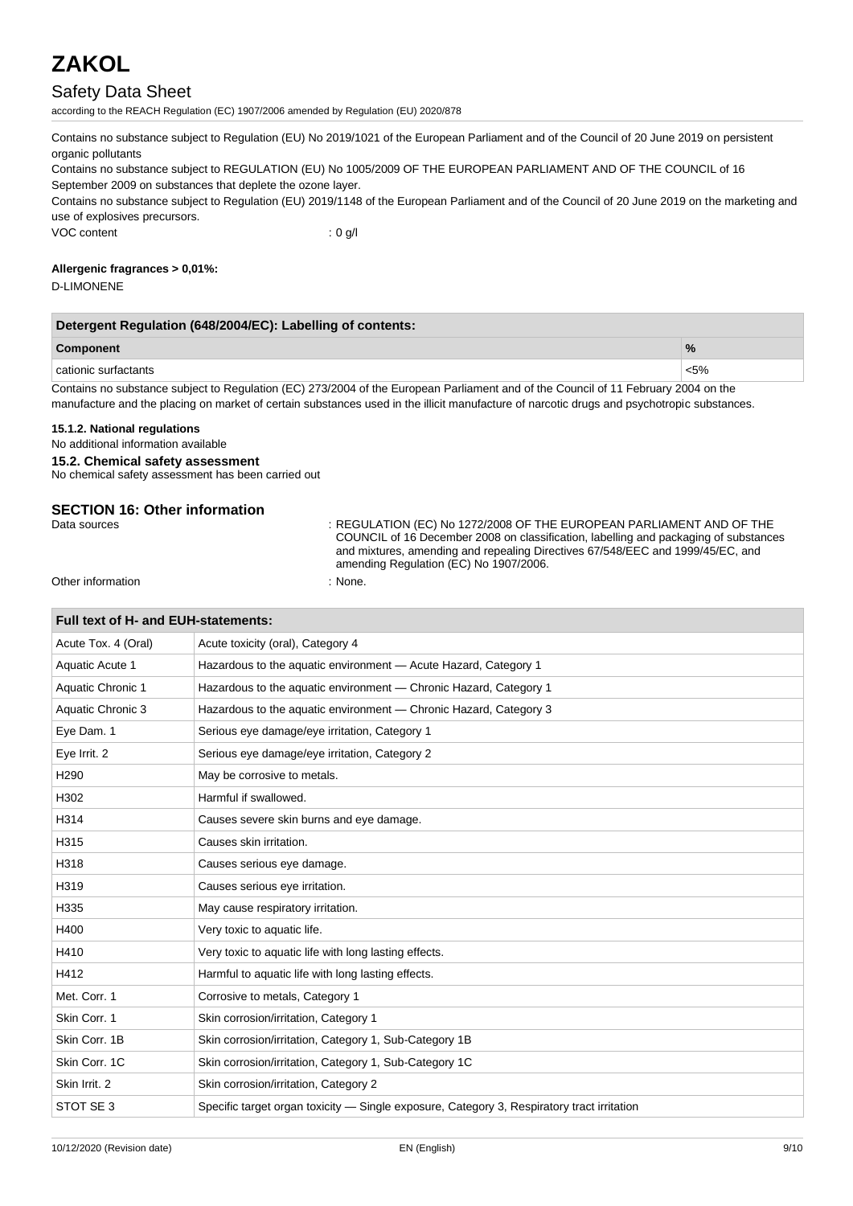Contains no substance subject to Regulation (EU) No 2019/1021 of the European Parliament and of the Council of 20 June 2019 on persistent organic pollutants

Contains no substance subject to REGULATION (EU) No 1005/2009 OF THE EUROPEAN PARLIAMENT AND OF THE COUNCIL of 16 September 2009 on substances that deplete the ozone layer.

Contains no substance subject to Regulation (EU) 2019/1148 of the European Parliament and of the Council of 20 June 2019 on the marketing and use of explosives precursors.

VOC content : 0 g/l

**Allergenic fragrances > 0,01%:**

D-LIMONENE

| Detergent Regulation (648/2004/EC): Labelling of contents: | |
|---|---|
| **Component** | **%** |
| cationic surfactants | <5% |

Contains no substance subject to Regulation (EC) 273/2004 of the European Parliament and of the Council of 11 February 2004 on the manufacture and the placing on market of certain substances used in the illicit manufacture of narcotic drugs and psychotropic substances.

**15.1.2. National regulations**

No additional information available

### 15.2. Chemical safety assessment

No chemical safety assessment has been carried out

## SECTION 16: Other information

Data sources : REGULATION (EC) No 1272/2008 OF THE EUROPEAN PARLIAMENT AND OF THE COUNCIL of 16 December 2008 on classification, labelling and packaging of substances and mixtures, amending and repealing Directives 67/548/EEC and 1999/45/EC, and amending Regulation (EC) No 1907/2006.

Other information : None.

| Full text of H- and EUH-statements: | |
|---|---|
| Acute Tox. 4 (Oral) | Acute toxicity (oral), Category 4 |
| Aquatic Acute 1 | Hazardous to the aquatic environment — Acute Hazard, Category 1 |
| Aquatic Chronic 1 | Hazardous to the aquatic environment — Chronic Hazard, Category 1 |
| Aquatic Chronic 3 | Hazardous to the aquatic environment — Chronic Hazard, Category 3 |
| Eye Dam. 1 | Serious eye damage/eye irritation, Category 1 |
| Eye Irrit. 2 | Serious eye damage/eye irritation, Category 2 |
| H290 | May be corrosive to metals. |
| H302 | Harmful if swallowed. |
| H314 | Causes severe skin burns and eye damage. |
| H315 | Causes skin irritation. |
| H318 | Causes serious eye damage. |
| H319 | Causes serious eye irritation. |
| H335 | May cause respiratory irritation. |
| H400 | Very toxic to aquatic life. |
| H410 | Very toxic to aquatic life with long lasting effects. |
| H412 | Harmful to aquatic life with long lasting effects. |
| Met. Corr. 1 | Corrosive to metals, Category 1 |
| Skin Corr. 1 | Skin corrosion/irritation, Category 1 |
| Skin Corr. 1B | Skin corrosion/irritation, Category 1, Sub-Category 1B |
| Skin Corr. 1C | Skin corrosion/irritation, Category 1, Sub-Category 1C |
| Skin Irrit. 2 | Skin corrosion/irritation, Category 2 |
| STOT SE 3 | Specific target organ toxicity — Single exposure, Category 3, Respiratory tract irritation |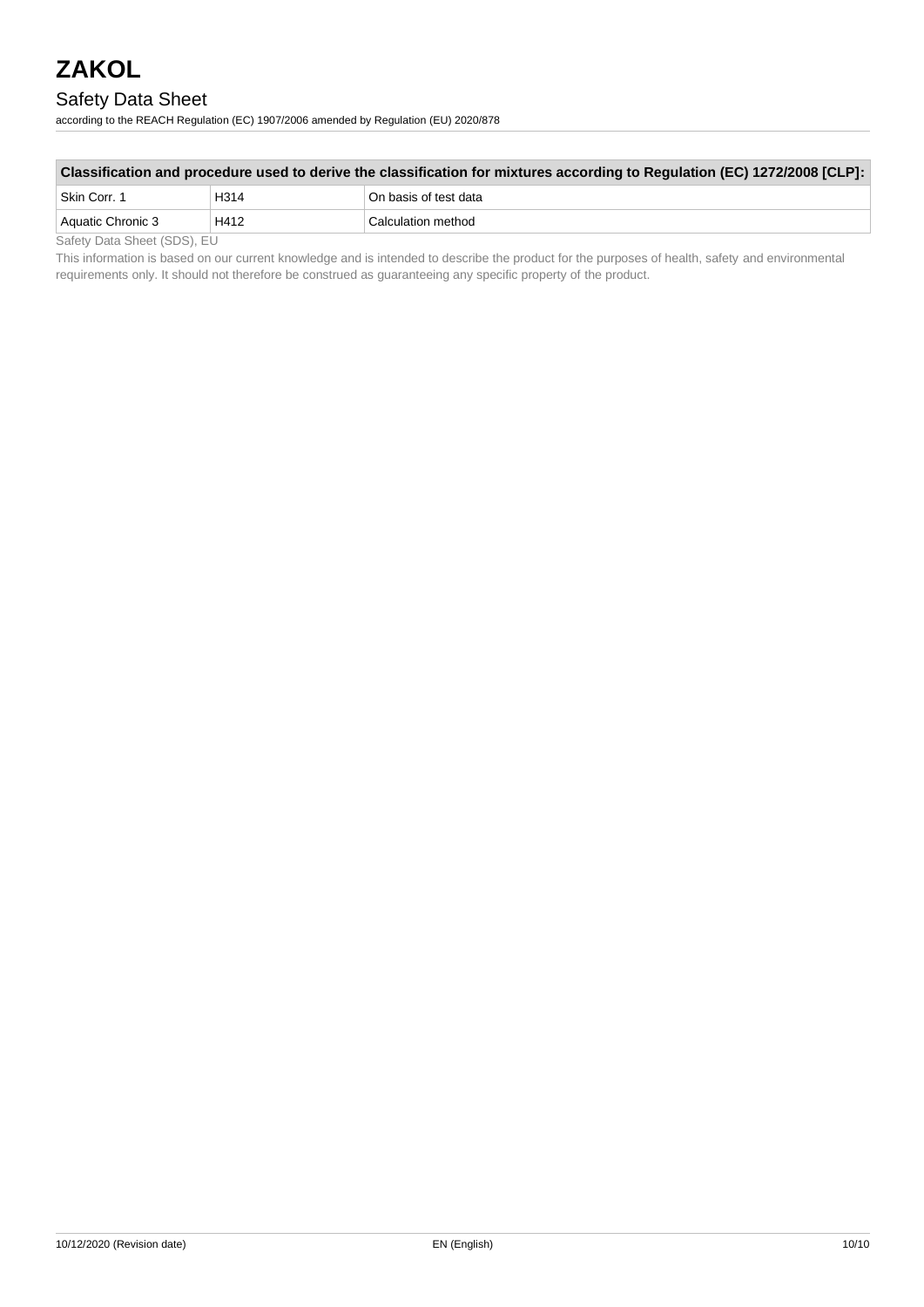| Classification and procedure used to derive the classification for mixtures according to Regulation (EC) 1272/2008 [CLP]: | | |
|---|---|---|
| Skin Corr. 1 | H314 | On basis of test data |
| Aquatic Chronic 3 | H412 | Calculation method |

Safety Data Sheet (SDS), EU

This information is based on our current knowledge and is intended to describe the product for the purposes of health, safety and environmental requirements only. It should not therefore be construed as guaranteeing any specific property of the product.